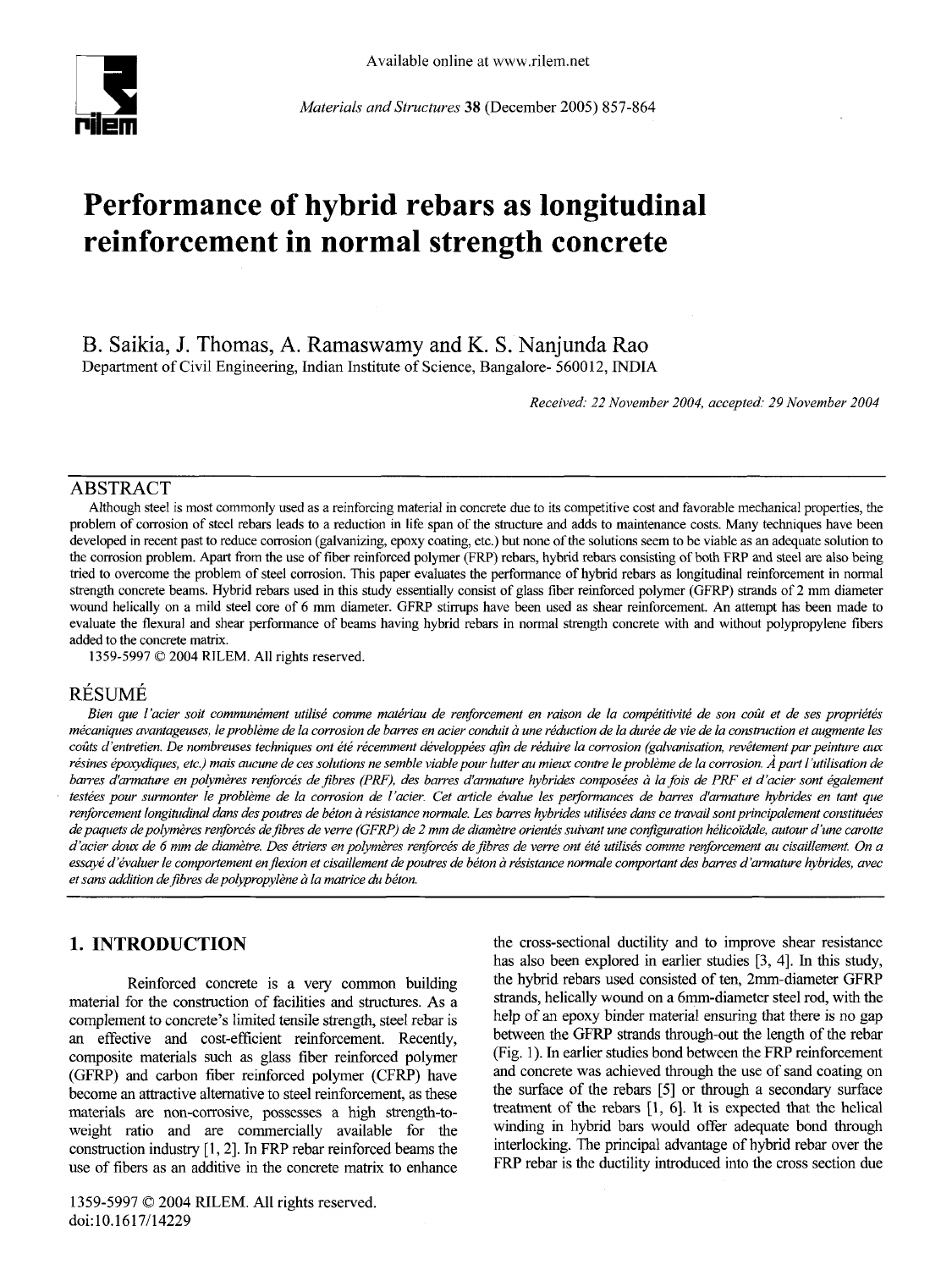# Performance of hybrid rebars as longitudinal reinforcement in normal strength concrete

B. Saikia, J. Thomas, A. Ramaswamy and K. S. Nanjunda Rao

Department of Civil Engineering, Indian Institute of Science, Bangalore- 560012, INDIA

*Received: 22 November 2004, accepted: 29 November 2004*

## ABSTRACT

Although steel is most commonly used as a reinforcing material in concrete due to its competitive cost and favorable mechanical properties, the problem of corrosion of steel rebars leads to a reduction in life span of the structure and adds to maintenance costs. Many techniques have been developed in recent past to reduce corrosion (galvanizing, epoxy coating, etc.) but none of the solutions seem to be viable as an adequate solution to the corrosion problem. Apart from the use of fiber reinforced polymer (FRP) rebars, hybrid rebars consisting of both FRP and steel are also being tried to overcome the problem of steel corrosion. This paper evaluates the performance of hybrid rebars as longitudinal reinforcement in normal strength concrete beams. Hybrid rebars used in this study essentially consist of glass fiber reinforced polymer (GFRP) strands of 2 mm diameter wound helically on a mild steel core of 6 mm diameter. GFRP stirrups have been used as shear reinforcement. An attempt has been made to evaluate the flexural and shear performance of beams having hybrid rebars in normal strength concrete with and without polypropylene fibers added to the concrete matrix.

1359-5997 © 2004 RILEM. All rights reserved.

## RÉSUMÉ

*Bien que l'acier soit communément utilisé comme matériau de renforcement en raison de la compétitivité de son coût et de ses propriétés mécaniques avantageuses, le problème de la corrosion de barres en acier conduit à une réduction de la durée de vie de la construction et augmente les coûts d'entretien. De nombreuses techniques ont été récemment développées afin de réduire la corrosion (galvanisation, revêtement par peinture aux résines époxydiques, etc.) mais aucune de ces solutions ne semble viable pour lutter au mieux contre le problème de la corrosion. À part l'utilisation de barres d'armature en polymères renforcés de fibres (PRF), des barres d'armature hybrides composées à la fois de PRF et d'acier sont également testées pour surmonter le problème de la corrosion de l'acier. Cet article évalue les performances de barres d'armature hybrides en tant que renforcement longitudinal dans des poutres de béton à résistance normale. Les barres hybrides utilisées dans ce travail sont principalement constituées de paquets de polymères renforcés de fibres de verre (GFRP) de 2 mm de diamètre orientés suivant une configuration hélicoïdale, autour d'une carotte d'acier doux de 6 mm de diamètre. Des étriers en polymères renforcés de fibres de verre ont été utilisés comme renforcement au cisaillement. On a essayé d'évaluer le comportement en flexion et cisaillement de poutres de béton à résistance normale comportant des barres d'armature hybrides, avec et sans addition de fibres de polypropylène à la matrice du béton.*

## 1. INTRODUCTION

Reinforced concrete is a very common building material for the construction of facilities and structures. As a complement to concrete's limited tensile strength, steel rebar is an effective and cost-efficient reinforcement. Recently, composite materials such as glass fiber reinforced polymer (GFRP) and carbon fiber reinforced polymer (CFRP) have become an attractive alternative to steel reinforcement, as these materials are non-corrosive, possesses a high strength-to-weight ratio and are commercially available for the construction industry [1, 2]. In FRP rebar reinforced beams the use of fibers as an additive in the concrete matrix to enhance the cross-sectional ductility and to improve shear resistance has also been explored in earlier studies [3, 4]. In this study, the hybrid rebars used consisted of ten, 2mm-diameter GFRP strands, helically wound on a 6mm-diameter steel rod, with the help of an epoxy binder material ensuring that there is no gap between the GFRP strands through-out the length of the rebar (Fig. 1). In earlier studies bond between the FRP reinforcement and concrete was achieved through the use of sand coating on the surface of the rebars [5] or through a secondary surface treatment of the rebars [1, 6]. It is expected that the helical winding in hybrid bars would offer adequate bond through interlocking. The principal advantage of hybrid rebar over the FRP rebar is the ductility introduced into the cross section due

1359-5997 © 2004 RILEM. All rights reserved.
doi:10.1617/14229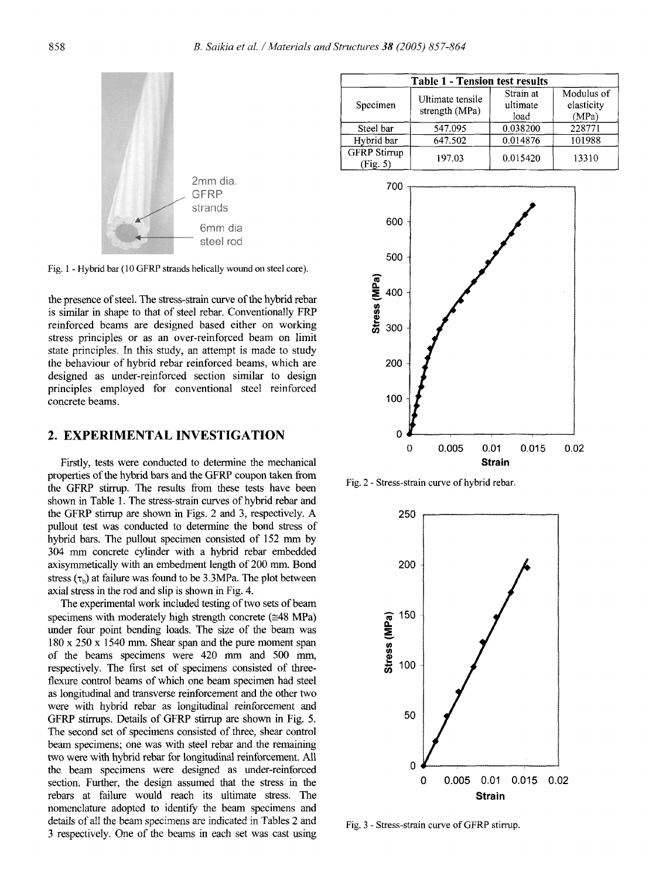Fig. 1 - Hybrid bar (10 GFRP strands helically wound on steel core).

the presence of steel. The stress-strain curve of the hybrid rebar is similar in shape to that of steel rebar. Conventionally FRP reinforced beams are designed based either on working stress principles or as an over-reinforced beam on limit state principles. In this study, an attempt is made to study the behaviour of hybrid rebar reinforced beams, which are designed as under-reinforced section similar to design principles employed for conventional steel reinforced concrete beams.

## 2. EXPERIMENTAL INVESTIGATION

Firstly, tests were conducted to determine the mechanical properties of the hybrid bars and the GFRP coupon taken from the GFRP stirrup. The results from these tests have been shown in Table 1. The stress-strain curves of hybrid rebar and the GFRP stirrup are shown in Figs. 2 and 3, respectively. A pullout test was conducted to determine the bond stress of hybrid bars. The pullout specimen consisted of 152 mm by 304 mm concrete cylinder with a hybrid rebar embedded axisymmetically with an embedment length of 200 mm. Bond stress ($\tau_b$) at failure was found to be 3.3MPa. The plot between axial stress in the rod and slip is shown in Fig. 4.

The experimental work included testing of two sets of beam specimens with moderately high strength concrete (≅48 MPa) under four point bending loads. The size of the beam was 180 x 250 x 1540 mm. Shear span and the pure moment span of the beams specimens were 420 mm and 500 mm, respectively. The first set of specimens consisted of three-flexure control beams of which one beam specimen had steel as longitudinal and transverse reinforcement and the other two were with hybrid rebar as longitudinal reinforcement and GFRP stirrups. Details of GFRP stirrup are shown in Fig. 5. The second set of specimens consisted of three, shear control beam specimens; one was with steel rebar and the remaining two were with hybrid rebar for longitudinal reinforcement. All the beam specimens were designed as under-reinforced section. Further, the design assumed that the stress in the rebars at failure would reach its ultimate stress. The nomenclature adopted to identify the beam specimens and details of all the beam specimens are indicated in Tables 2 and 3 respectively. One of the beams in each set was cast using

**Table 1 - Tension test results**

| Specimen | Ultimate tensile strength (MPa) | Strain at ultimate load | Modulus of elasticity (MPa) |
|---|---|---|---|
| Steel bar | 547.095 | 0.038200 | 228771 |
| Hybrid bar | 647.502 | 0.014876 | 101988 |
| GFRP Stirrup (Fig. 5) | 197.03 | 0.015420 | 13310 |

Fig. 2 - Stress-strain curve of hybrid rebar.

Fig. 3 - Stress-strain curve of GFRP stirrup.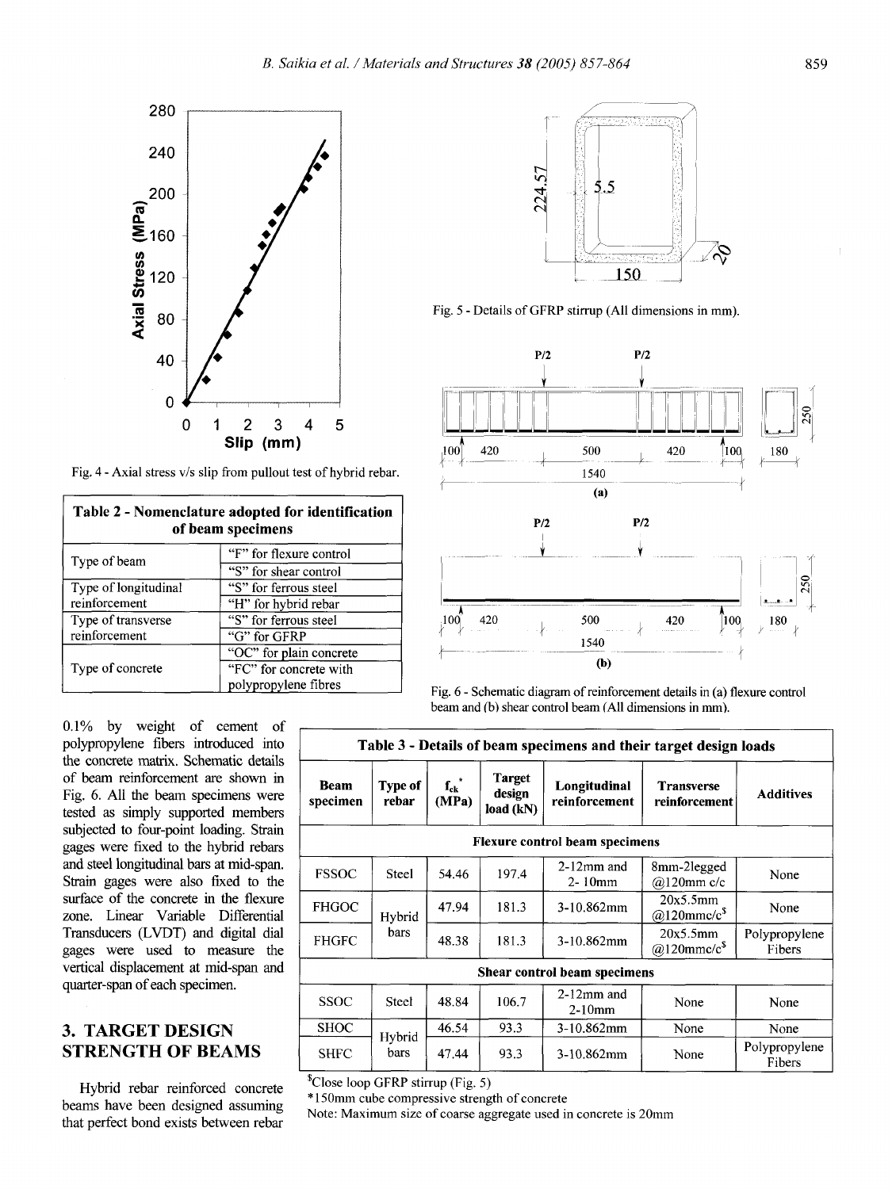Fig. 4 - Axial stress v/s slip from pullout test of hybrid rebar.

Fig. 5 - Details of GFRP stirrup (All dimensions in mm).

Fig. 6 - Schematic diagram of reinforcement details in (a) flexure control beam and (b) shear control beam (All dimensions in mm).

| Table 2 - Nomenclature adopted for identification of beam specimens | |
|---|---|
| Type of beam | "F" for flexure control |
| | "S" for shear control |
| Type of longitudinal reinforcement | "S" for ferrous steel |
| | "H" for hybrid rebar |
| Type of transverse reinforcement | "S" for ferrous steel |
| | "G" for GFRP |
| Type of concrete | "OC" for plain concrete |
| | "FC" for concrete with polypropylene fibres |

0.1% by weight of cement of polypropylene fibers introduced into the concrete matrix. Schematic details of beam reinforcement are shown in Fig. 6. All the beam specimens were tested as simply supported members subjected to four-point loading. Strain gages were fixed to the hybrid rebars and steel longitudinal bars at mid-span. Strain gages were also fixed to the surface of the concrete in the flexure zone. Linear Variable Differential Transducers (LVDT) and digital dial gages were used to measure the vertical displacement at mid-span and quarter-span of each specimen.

**Table 3 - Details of beam specimens and their target design loads**

| Beam specimen | Type of rebar | $f_{ck}$* (MPa) | Target design load (kN) | Longitudinal reinforcement | Transverse reinforcement | Additives |
|---|---|---|---|---|---|---|
| **Flexure control beam specimens** | | | | | | |
| FSSOC | Steel | 54.46 | 197.4 | 2-12mm and 2- 10mm | 8mm-2legged @120mm c/c | None |
| FHGOC | Hybrid bars | 47.94 | 181.3 | 3-10.862mm | 20x5.5mm @120mmc/c$ | None |
| FHGFC | Hybrid bars | 48.38 | 181.3 | 3-10.862mm | 20x5.5mm @120mmc/c$ | Polypropylene Fibers |
| **Shear control beam specimens** | | | | | | |
| SSOC | Steel | 48.84 | 106.7 | 2-12mm and 2-10mm | None | None |
| SHOC | Hybrid bars | 46.54 | 93.3 | 3-10.862mm | None | None |
| SHFC | Hybrid bars | 47.44 | 93.3 | 3-10.862mm | None | Polypropylene Fibers |

$Close loop GFRP stirrup (Fig. 5)

*150mm cube compressive strength of concrete

Note: Maximum size of coarse aggregate used in concrete is 20mm

## 3. TARGET DESIGN STRENGTH OF BEAMS

Hybrid rebar reinforced concrete beams have been designed assuming that perfect bond exists between rebar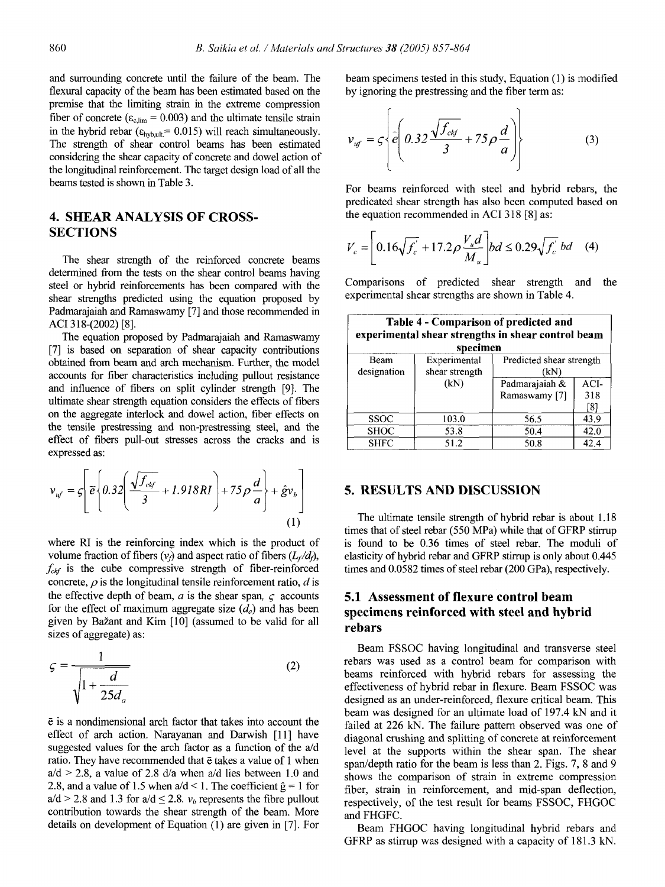and surrounding concrete until the failure of the beam. The flexural capacity of the beam has been estimated based on the premise that the limiting strain in the extreme compression fiber of concrete ($\varepsilon_{c,lim} = 0.003$) and the ultimate tensile strain in the hybrid rebar ($\varepsilon_{hyb,ult} = 0.015$) will reach simultaneously. The strength of shear control beams has been estimated considering the shear capacity of concrete and dowel action of the longitudinal reinforcement. The target design load of all the beams tested is shown in Table 3.

## 4. SHEAR ANALYSIS OF CROSS-SECTIONS

The shear strength of the reinforced concrete beams determined from the tests on the shear control beams having steel or hybrid reinforcements has been compared with the shear strengths predicted using the equation proposed by Padmarajaiah and Ramaswamy [7] and those recommended in ACI 318-(2002) [8].

The equation proposed by Padmarajaiah and Ramaswamy [7] is based on separation of shear capacity contributions obtained from beam and arch mechanism. Further, the model accounts for fiber characteristics including pullout resistance and influence of fibers on split cylinder strength [9]. The ultimate shear strength equation considers the effects of fibers on the aggregate interlock and dowel action, fiber effects on the tensile prestressing and non-prestressing steel, and the effect of fibers pull-out stresses across the cracks and is expressed as:

$$v_{uf} = \varsigma\left[\bar{e}\left\{0.32\left(\frac{\sqrt{f_{ckf}}}{3} + 1.918RI\right) + 75\rho\frac{d}{a}\right\} + \hat{g}v_b\right] \tag{1}$$

where RI is the reinforcing index which is the product of volume fraction of fibers ($v_f$) and aspect ratio of fibers ($L_f/d_f$), $f_{ckf}$ is the cube compressive strength of fiber-reinforced concrete, $\rho$ is the longitudinal tensile reinforcement ratio, $d$ is the effective depth of beam, $a$ is the shear span, $\varsigma$ accounts for the effect of maximum aggregate size ($d_a$) and has been given by Bažant and Kim [10] (assumed to be valid for all sizes of aggregate) as:

$$\varsigma = \frac{1}{\sqrt{1 + \dfrac{d}{25d_a}}} \tag{2}$$

$\bar{e}$ is a nondimensional arch factor that takes into account the effect of arch action. Narayanan and Darwish [11] have suggested values for the arch factor as a function of the a/d ratio. They have recommended that $\bar{e}$ takes a value of 1 when a/d > 2.8, a value of 2.8 d/a when a/d lies between 1.0 and 2.8, and a value of 1.5 when a/d < 1. The coefficient $\hat{g} = 1$ for a/d > 2.8 and 1.3 for a/d ≤ 2.8. $v_b$ represents the fibre pullout contribution towards the shear strength of the beam. More details on development of Equation (1) are given in [7]. For beam specimens tested in this study, Equation (1) is modified by ignoring the prestressing and the fiber term as:

$$v_{uf} = \varsigma\left\{\bar{e}\left(0.32\frac{\sqrt{f_{ckf}}}{3} + 75\rho\frac{d}{a}\right)\right\} \tag{3}$$

For beams reinforced with steel and hybrid rebars, the predicated shear strength has also been computed based on the equation recommended in ACI 318 [8] as:

$$V_c = \left[0.16\sqrt{f_c'} + 17.2\rho\frac{V_u d}{M_u}\right]bd \leq 0.29\sqrt{f_c'}\,bd \tag{4}$$

Comparisons of predicted shear strength and the experimental shear strengths are shown in Table 4.

**Table 4 - Comparison of predicted and experimental shear strengths in shear control beam specimen**

| Beam designation | Experimental shear strength (kN) | Predicted shear strength (kN) | |
|---|---|---|---|
| | | Padmarajaiah & Ramaswamy [7] | ACI-318 [8] |
| SSOC | 103.0 | 56.5 | 43.9 |
| SHOC | 53.8 | 50.4 | 42.0 |
| SHFC | 51.2 | 50.8 | 42.4 |

## 5. RESULTS AND DISCUSSION

The ultimate tensile strength of hybrid rebar is about 1.18 times that of steel rebar (550 MPa) while that of GFRP stirrup is found to be 0.36 times of steel rebar. The moduli of elasticity of hybrid rebar and GFRP stirrup is only about 0.445 times and 0.0582 times of steel rebar (200 GPa), respectively.

### 5.1 Assessment of flexure control beam specimens reinforced with steel and hybrid rebars

Beam FSSOC having longitudinal and transverse steel rebars was used as a control beam for comparison with beams reinforced with hybrid rebars for assessing the effectiveness of hybrid rebar in flexure. Beam FSSOC was designed as an under-reinforced, flexure critical beam. This beam was designed for an ultimate load of 197.4 kN and it failed at 226 kN. The failure pattern observed was one of diagonal crushing and splitting of concrete at reinforcement level at the supports within the shear span. The shear span/depth ratio for the beam is less than 2. Figs. 7, 8 and 9 shows the comparison of strain in extreme compression fiber, strain in reinforcement, and mid-span deflection, respectively, of the test result for beams FSSOC, FHGOC and FHGFC.

Beam FHGOC having longitudinal hybrid rebars and GFRP as stirrup was designed with a capacity of 181.3 kN.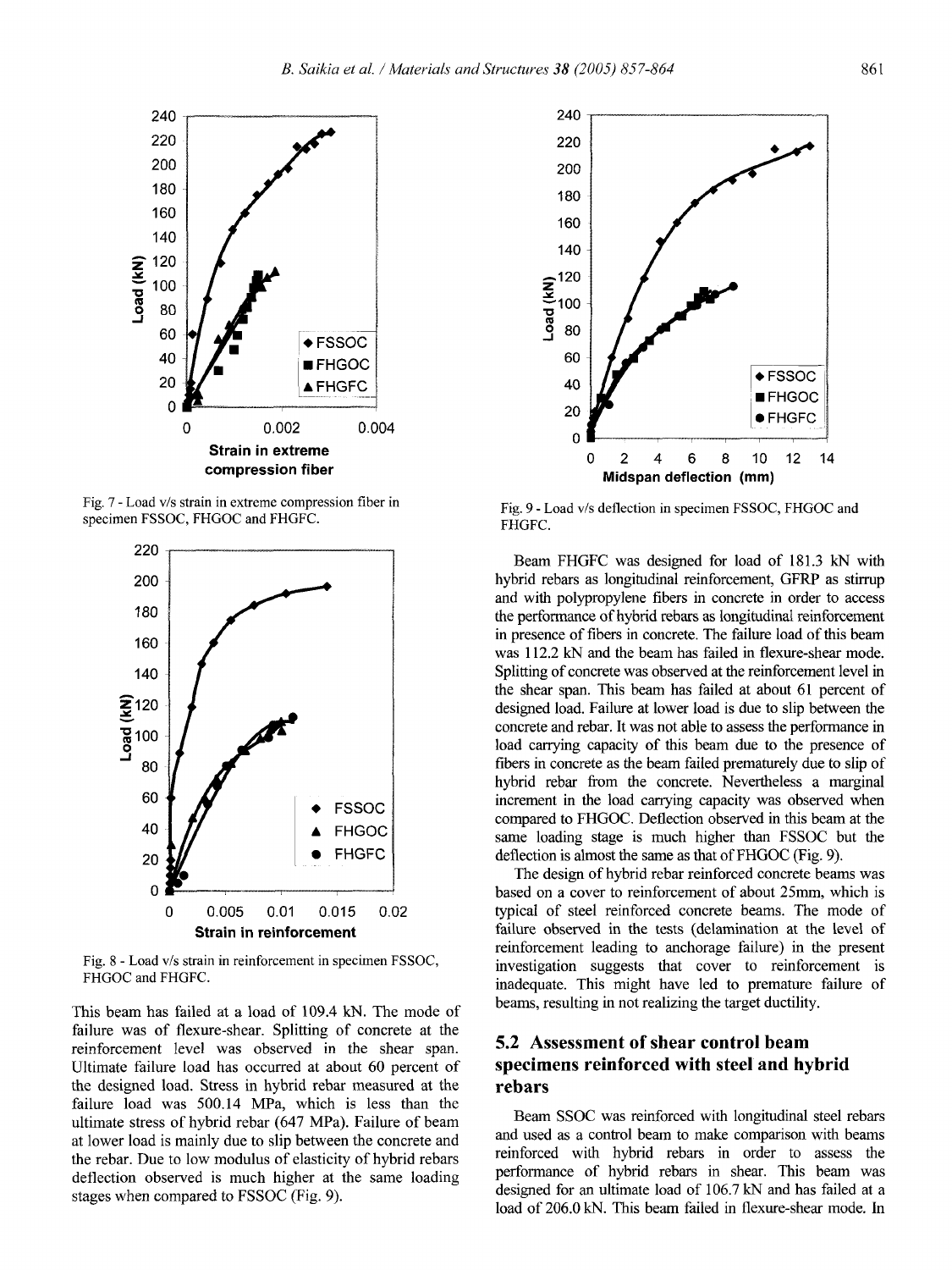Fig. 7 - Load v/s strain in extreme compression fiber in specimen FSSOC, FHGOC and FHGFC.

Fig. 8 - Load v/s strain in reinforcement in specimen FSSOC, FHGOC and FHGFC.

This beam has failed at a load of 109.4 kN. The mode of failure was of flexure-shear. Splitting of concrete at the reinforcement level was observed in the shear span. Ultimate failure load has occurred at about 60 percent of the designed load. Stress in hybrid rebar measured at the failure load was 500.14 MPa, which is less than the ultimate stress of hybrid rebar (647 MPa). Failure of beam at lower load is mainly due to slip between the concrete and the rebar. Due to low modulus of elasticity of hybrid rebars deflection observed is much higher at the same loading stages when compared to FSSOC (Fig. 9).

Fig. 9 - Load v/s deflection in specimen FSSOC, FHGOC and FHGFC.

Beam FHGFC was designed for load of 181.3 kN with hybrid rebars as longitudinal reinforcement, GFRP as stirrup and with polypropylene fibers in concrete in order to access the performance of hybrid rebars as longitudinal reinforcement in presence of fibers in concrete. The failure load of this beam was 112.2 kN and the beam has failed in flexure-shear mode. Splitting of concrete was observed at the reinforcement level in the shear span. This beam has failed at about 61 percent of designed load. Failure at lower load is due to slip between the concrete and rebar. It was not able to assess the performance in load carrying capacity of this beam due to the presence of fibers in concrete as the beam failed prematurely due to slip of hybrid rebar from the concrete. Nevertheless a marginal increment in the load carrying capacity was observed when compared to FHGOC. Deflection observed in this beam at the same loading stage is much higher than FSSOC but the deflection is almost the same as that of FHGOC (Fig. 9).

The design of hybrid rebar reinforced concrete beams was based on a cover to reinforcement of about 25mm, which is typical of steel reinforced concrete beams. The mode of failure observed in the tests (delamination at the level of reinforcement leading to anchorage failure) in the present investigation suggests that cover to reinforcement is inadequate. This might have led to premature failure of beams, resulting in not realizing the target ductility.

## 5.2 Assessment of shear control beam specimens reinforced with steel and hybrid rebars

Beam SSOC was reinforced with longitudinal steel rebars and used as a control beam to make comparison with beams reinforced with hybrid rebars in order to assess the performance of hybrid rebars in shear. This beam was designed for an ultimate load of 106.7 kN and has failed at a load of 206.0 kN. This beam failed in flexure-shear mode. In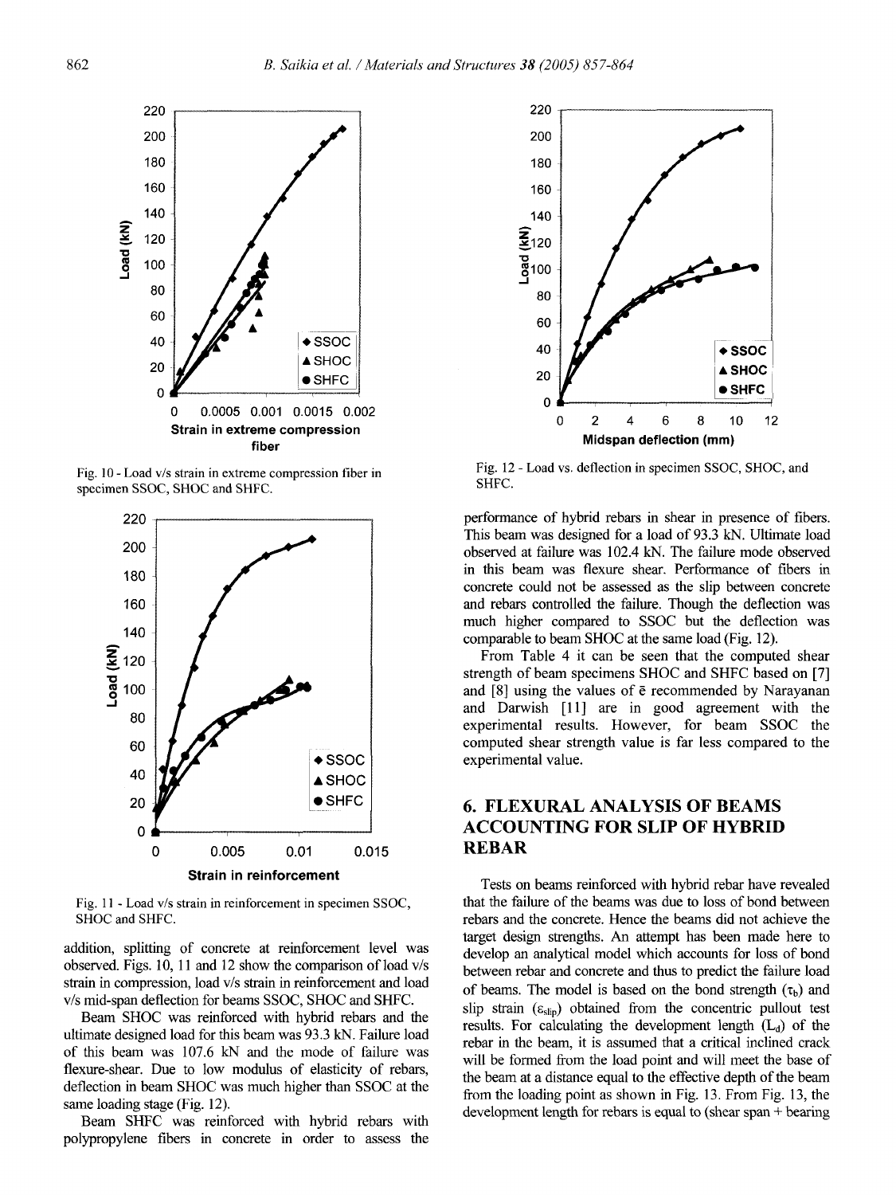Fig. 10 - Load v/s strain in extreme compression fiber in specimen SSOC, SHOC and SHFC.

Fig. 11 - Load v/s strain in reinforcement in specimen SSOC, SHOC and SHFC.

addition, splitting of concrete at reinforcement level was observed. Figs. 10, 11 and 12 show the comparison of load v/s strain in compression, load v/s strain in reinforcement and load v/s mid-span deflection for beams SSOC, SHOC and SHFC.

Beam SHOC was reinforced with hybrid rebars and the ultimate designed load for this beam was 93.3 kN. Failure load of this beam was 107.6 kN and the mode of failure was flexure-shear. Due to low modulus of elasticity of rebars, deflection in beam SHOC was much higher than SSOC at the same loading stage (Fig. 12).

Beam SHFC was reinforced with hybrid rebars with polypropylene fibers in concrete in order to assess the performance of hybrid rebars in shear in presence of fibers. This beam was designed for a load of 93.3 kN. Ultimate load observed at failure was 102.4 kN. The failure mode observed in this beam was flexure shear. Performance of fibers in concrete could not be assessed as the slip between concrete and rebars controlled the failure. Though the deflection was much higher compared to SSOC but the deflection was comparable to beam SHOC at the same load (Fig. 12).

Fig. 12 - Load vs. deflection in specimen SSOC, SHOC, and SHFC.

From Table 4 it can be seen that the computed shear strength of beam specimens SHOC and SHFC based on [7] and [8] using the values of $\bar{e}$ recommended by Narayanan and Darwish [11] are in good agreement with the experimental results. However, for beam SSOC the computed shear strength value is far less compared to the experimental value.

## 6. FLEXURAL ANALYSIS OF BEAMS ACCOUNTING FOR SLIP OF HYBRID REBAR

Tests on beams reinforced with hybrid rebar have revealed that the failure of the beams was due to loss of bond between rebars and the concrete. Hence the beams did not achieve the target design strengths. An attempt has been made here to develop an analytical model which accounts for loss of bond between rebar and concrete and thus to predict the failure load of beams. The model is based on the bond strength ($\tau_b$) and slip strain ($\varepsilon_{slip}$) obtained from the concentric pullout test results. For calculating the development length ($L_d$) of the rebar in the beam, it is assumed that a critical inclined crack will be formed from the load point and will meet the base of the beam at a distance equal to the effective depth of the beam from the loading point as shown in Fig. 13. From Fig. 13, the development length for rebars is equal to (shear span + bearing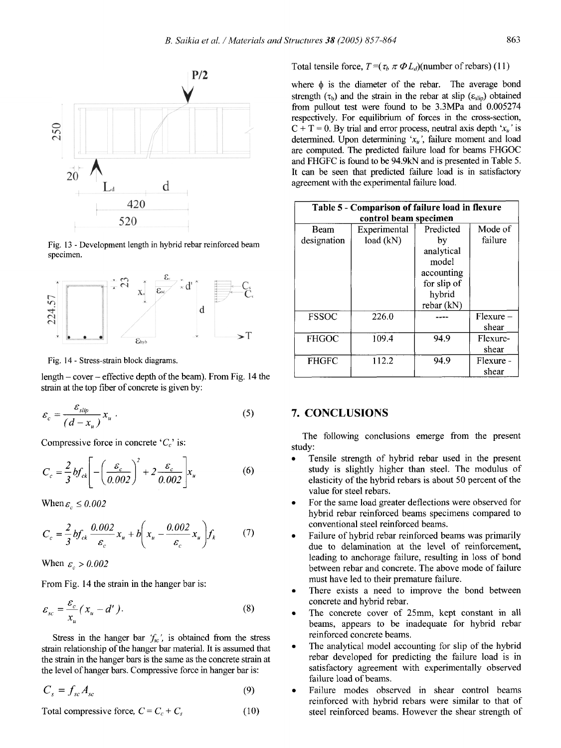Fig. 13 - Development length in hybrid rebar reinforced beam specimen.

Fig. 14 - Stress-strain block diagrams.

length – cover – effective depth of the beam). From Fig. 14 the strain at the top fiber of concrete is given by:

$$\varepsilon_c = \frac{\varepsilon_{slip}}{(d - x_u)} x_u \quad (5)$$

Compressive force in concrete '$C_c$' is:

$$C_c = \frac{2}{3} b f_{ck} \left[ -\left( \frac{\varepsilon_c}{0.002} \right)^2 + 2 \frac{\varepsilon_c}{0.002} \right] x_u \quad (6)$$

When $\varepsilon_c \leq 0.002$

$$C_c = \frac{2}{3} b f_{ck} \frac{0.002}{\varepsilon_c} x_u + b \left( x_u - \frac{0.002}{\varepsilon_c} x_u \right) f_k \quad (7)$$

When $\varepsilon_c > 0.002$

From Fig. 14 the strain in the hanger bar is:

$$\varepsilon_{sc} = \frac{\varepsilon_c}{x_u} (x_u - d') . \quad (8)$$

Stress in the hanger bar '$f_{sc}$', is obtained from the stress strain relationship of the hanger bar material. It is assumed that the strain in the hanger bars is the same as the concrete strain at the level of hanger bars. Compressive force in hanger bar is:

$$C_s = f_{sc} A_{sc} \quad (9)$$

Total compressive force, $C = C_c + C_s$ (10)

Total tensile force, $T = (\tau_b \ \pi \ \Phi L_d)$(number of rebars) (11)

where $\phi$ is the diameter of the rebar. The average bond strength ($\tau_b$) and the strain in the rebar at slip ($\varepsilon_{slip}$) obtained from pullout test were found to be 3.3MPa and 0.005274 respectively. For equilibrium of forces in the cross-section, C + T = 0. By trial and error process, neutral axis depth '$x_u$' is determined. Upon determining '$x_u$', failure moment and load are computed. The predicted failure load for beams FHGOC and FHGFC is found to be 94.9kN and is presented in Table 5. It can be seen that predicted failure load is in satisfactory agreement with the experimental failure load.

**Table 5 - Comparison of failure load in flexure control beam specimen**

| Beam designation | Experimental load (kN) | Predicted by analytical model accounting for slip of hybrid rebar (kN) | Mode of failure |
|---|---|---|---|
| FSSOC | 226.0 | ---- | Flexure – shear |
| FHGOC | 109.4 | 94.9 | Flexure-shear |
| FHGFC | 112.2 | 94.9 | Flexure - shear |

## 7. CONCLUSIONS

The following conclusions emerge from the present study:

- Tensile strength of hybrid rebar used in the present study is slightly higher than steel. The modulus of elasticity of the hybrid rebars is about 50 percent of the value for steel rebars.
- For the same load greater deflections were observed for hybrid rebar reinforced beams specimens compared to conventional steel reinforced beams.
- Failure of hybrid rebar reinforced beams was primarily due to delamination at the level of reinforcement, leading to anchorage failure, resulting in loss of bond between rebar and concrete. The above mode of failure must have led to their premature failure.
- There exists a need to improve the bond between concrete and hybrid rebar.
- The concrete cover of 25mm, kept constant in all beams, appears to be inadequate for hybrid rebar reinforced concrete beams.
- The analytical model accounting for slip of the hybrid rebar developed for predicting the failure load is in satisfactory agreement with experimentally observed failure load of beams.
- Failure modes observed in shear control beams reinforced with hybrid rebars were similar to that of steel reinforced beams. However the shear strength of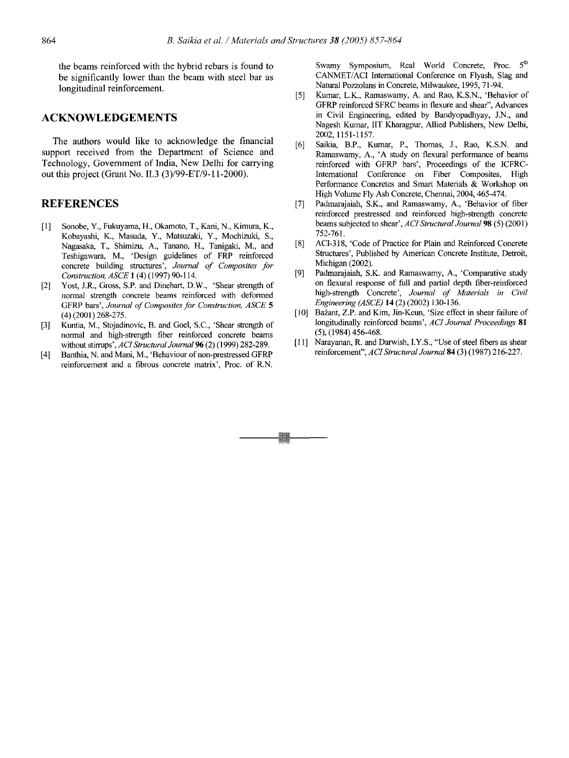the beams reinforced with the hybrid rebars is found to be significantly lower than the beam with steel bar as longitudinal reinforcement.

## ACKNOWLEDGEMENTS

The authors would like to acknowledge the financial support received from the Department of Science and Technology, Government of India, New Delhi for carrying out this project (Grant No. II.3 (3)/99-ET/9-11-2000).

## REFERENCES

[1] Sonobe, Y., Fukuyama, H., Okamoto, T., Kani, N., Kimura, K., Kobayashi, K., Masuda, Y., Matsuzaki, Y., Mochizuki, S., Nagasaka, T., Shimizu, A., Tanano, H., Tanigaki, M., and Teshigawara, M., 'Design guidelines of FRP reinforced concrete building structures', *Journal of Composites for Construction, ASCE* **1** (4) (1997) 90-114.

[2] Yost, J.R., Gross, S.P. and Dinehart, D.W., 'Shear strength of normal strength concrete beams reinforced with deformed GFRP bars', *Journal of Composites for Construction, ASCE* **5** (4) (2001) 268-275.

[3] Kuntia, M., Stojadinovic, B. and Goel, S.C., 'Shear strength of normal and high-strength fiber reinforced concrete beams without stirrups', *ACI Structural Journal* **96** (2) (1999) 282-289.

[4] Banthia, N. and Mani, M., 'Behaviour of non-prestressed GFRP reinforcement and a fibrous concrete matrix', Proc. of R.N. Swamy Symposium, Real World Concrete, Proc. 5th CANMET/ACI International Conference on Flyash, Slag and Natural Pozzolans in Concrete, Milwaukee, 1995, 71-94.

[5] Kumar, L.K., Ramaswamy, A. and Rao, K.S.N., 'Behavior of GFRP reinforced SFRC beams in flexure and shear", Advances in Civil Engineering, edited by Bandyopadhyay, J.N., and Nagesh Kumar, IIT Kharagpur, Allied Publishers, New Delhi, 2002, 1151-1157.

[6] Saikia, B.P., Kumar, P., Thomas, J., Rao, K.S.N. and Ramaswamy, A., 'A study on flexural performance of beams reinforced with GFRP bars', Proceedings of the ICFRC-International Conference on Fiber Composites, High Performance Concretes and Smart Materials & Workshop on High Volume Fly Ash Concrete, Chennai, 2004, 465-474.

[7] Padmarajaiah, S.K., and Ramaswamy, A., 'Behavior of fiber reinforced prestressed and reinforced high-strength concrete beams subjected to shear', *ACI Structural Journal* **98** (5) (2001) 752-761.

[8] ACI-318, 'Code of Practice for Plain and Reinforced Concrete Structures', Published by American Concrete Institute, Detroit, Michigan (2002).

[9] Padmarajaiah, S.K. and Ramaswamy, A., 'Comparative study on flexural response of full and partial depth fiber-reinforced high-strength Concrete', *Journal of Materials in Civil Engineering (ASCE)* **14** (2) (2002) 130-136.

[10] Bažant, Z.P. and Kim, Jin-Keun, 'Size effect in shear failure of longitudinally reinforced beams', *ACI Journal Proceedings* **81** (5), (1984) 456-468.

[11] Narayanan, R. and Darwish, I.Y.S., "Use of steel fibers as shear reinforcement", *ACI Structural Journal* **84** (3) (1987) 216-227.